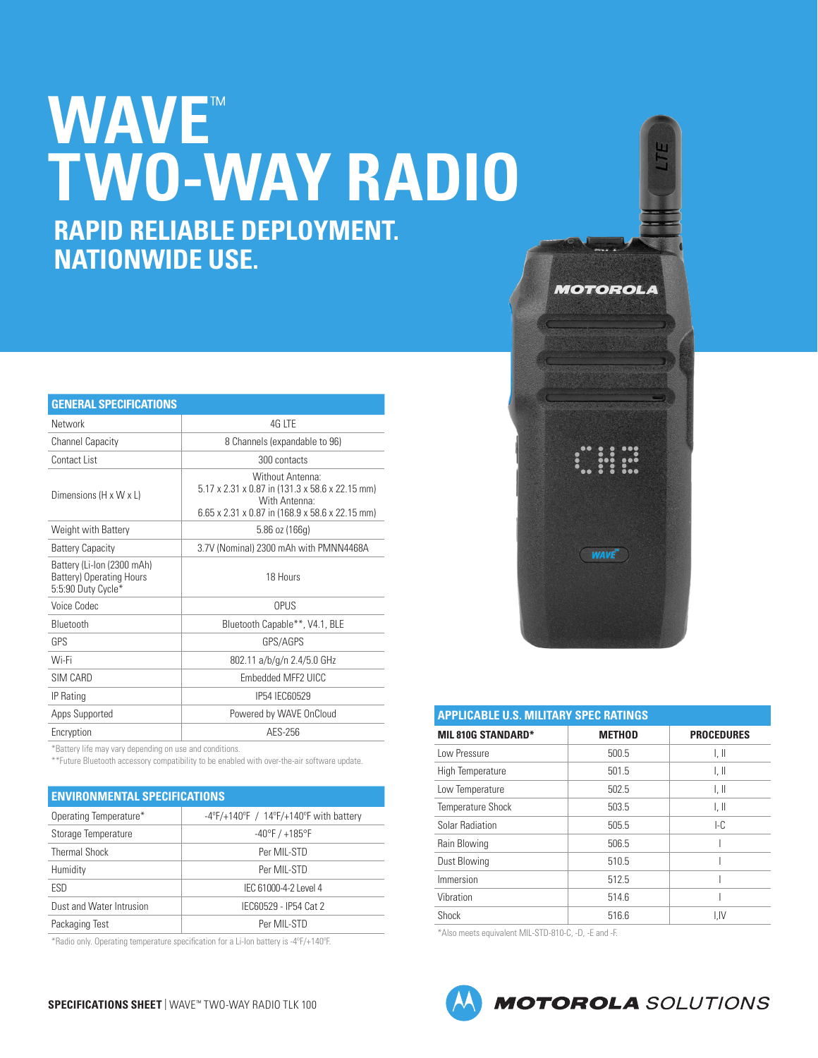# WAVE™ TWO-WAY RADIO

## RAPID RELIABLE DEPLOYMENT. NATIONWIDE USE.

| GENERAL SPECIFICATIONS | |
|---|---|
| Network | 4G LTE |
| Channel Capacity | 8 Channels (expandable to 96) |
| Contact List | 300 contacts |
| Dimensions (H x W x L) | Without Antenna: 5.17 x 2.31 x 0.87 in (131.3 x 58.6 x 22.15 mm) With Antenna: 6.65 x 2.31 x 0.87 in (168.9 x 58.6 x 22.15 mm) |
| Weight with Battery | 5.86 oz (166g) |
| Battery Capacity | 3.7V (Nominal) 2300 mAh with PMNN4468A |
| Battery (Li-Ion (2300 mAh) Battery) Operating Hours 5:5:90 Duty Cycle* | 18 Hours |
| Voice Codec | OPUS |
| Bluetooth | Bluetooth Capable**, V4.1, BLE |
| GPS | GPS/AGPS |
| Wi-Fi | 802.11 a/b/g/n 2.4/5.0 GHz |
| SIM CARD | Embedded MFF2 UICC |
| IP Rating | IP54 IEC60529 |
| Apps Supported | Powered by WAVE OnCloud |
| Encryption | AES-256 |

*Battery life may vary depending on use and conditions.
**Future Bluetooth accessory compatibility to be enabled with over-the-air software update.

| ENVIRONMENTAL SPECIFICATIONS | |
|---|---|
| Operating Temperature* | -4°F/+140°F / 14°F/+140°F with battery |
| Storage Temperature | -40°F / +185°F |
| Thermal Shock | Per MIL-STD |
| Humidity | Per MIL-STD |
| ESD | IEC 61000-4-2 Level 4 |
| Dust and Water Intrusion | IEC60529 - IP54 Cat 2 |
| Packaging Test | Per MIL-STD |

*Radio only. Operating temperature specification for a Li-Ion battery is -4°F/+140°F.

**APPLICABLE U.S. MILITARY SPEC RATINGS**

| MIL 810G STANDARD* | METHOD | PROCEDURES |
|---|---|---|
| Low Pressure | 500.5 | I, II |
| High Temperature | 501.5 | I, II |
| Low Temperature | 502.5 | I, II |
| Temperature Shock | 503.5 | I, II |
| Solar Radiation | 505.5 | I-C |
| Rain Blowing | 506.5 | I |
| Dust Blowing | 510.5 | I |
| Immersion | 512.5 | I |
| Vibration | 514.6 | I |
| Shock | 516.6 | I,IV |

*Also meets equivalent MIL-STD-810-C, -D, -E and -F.

**SPECIFICATIONS SHEET** | WAVE™ TWO-WAY RADIO TLK 100

MOTOROLA SOLUTIONS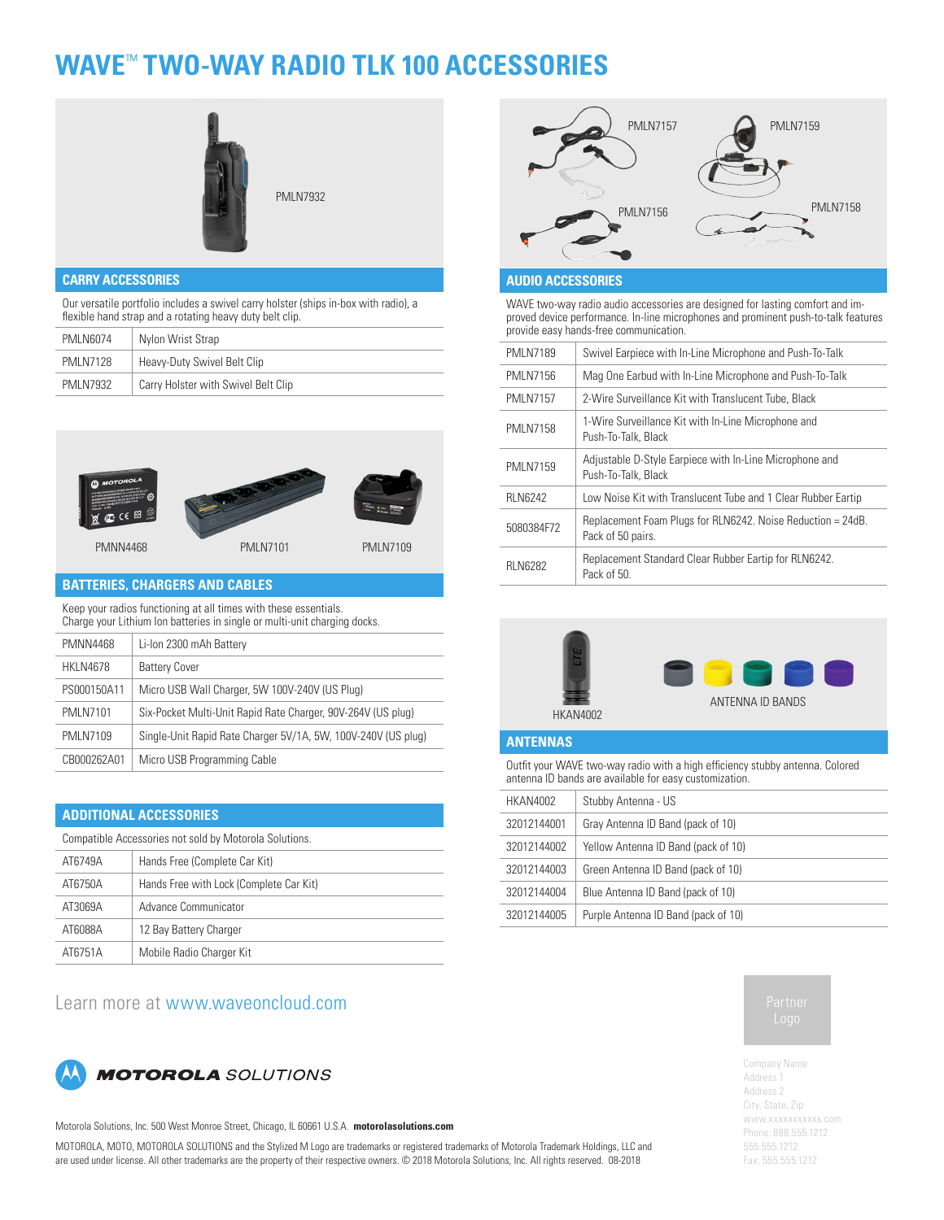# WAVE™ TWO-WAY RADIO TLK 100 ACCESSORIES

PMLN7932

## CARRY ACCESSORIES

Our versatile portfolio includes a swivel carry holster (ships in-box with radio), a flexible hand strap and a rotating heavy duty belt clip.

| | |
|---|---|
| PMLN6074 | Nylon Wrist Strap |
| PMLN7128 | Heavy-Duty Swivel Belt Clip |
| PMLN7932 | Carry Holster with Swivel Belt Clip |

PMNN4468 PMLN7101 PMLN7109

## BATTERIES, CHARGERS AND CABLES

Keep your radios functioning at all times with these essentials.
Charge your Lithium Ion batteries in single or multi-unit charging docks.

| | |
|---|---|
| PMNN4468 | Li-Ion 2300 mAh Battery |
| HKLN4678 | Battery Cover |
| PS000150A11 | Micro USB Wall Charger, 5W 100V-240V (US Plug) |
| PMLN7101 | Six-Pocket Multi-Unit Rapid Rate Charger, 90V-264V (US plug) |
| PMLN7109 | Single-Unit Rapid Rate Charger 5V/1A, 5W, 100V-240V (US plug) |
| CB000262A01 | Micro USB Programming Cable |

## ADDITIONAL ACCESSORIES

Compatible Accessories not sold by Motorola Solutions.

| | |
|---|---|
| AT6749A | Hands Free (Complete Car Kit) |
| AT6750A | Hands Free with Lock (Complete Car Kit) |
| AT3069A | Advance Communicator |
| AT6088A | 12 Bay Battery Charger |
| AT6751A | Mobile Radio Charger Kit |

PMLN7157 PMLN7159 PMLN7156 PMLN7158

## AUDIO ACCESSORIES

WAVE two-way radio audio accessories are designed for lasting comfort and improved device performance. In-line microphones and prominent push-to-talk features provide easy hands-free communication.

| | |
|---|---|
| PMLN7189 | Swivel Earpiece with In-Line Microphone and Push-To-Talk |
| PMLN7156 | Mag One Earbud with In-Line Microphone and Push-To-Talk |
| PMLN7157 | 2-Wire Surveillance Kit with Translucent Tube, Black |
| PMLN7158 | 1-Wire Surveillance Kit with In-Line Microphone and Push-To-Talk, Black |
| PMLN7159 | Adjustable D-Style Earpiece with In-Line Microphone and Push-To-Talk, Black |
| RLN6242 | Low Noise Kit with Translucent Tube and 1 Clear Rubber Eartip |
| 5080384F72 | Replacement Foam Plugs for RLN6242. Noise Reduction = 24dB. Pack of 50 pairs. |
| RLN6282 | Replacement Standard Clear Rubber Eartip for RLN6242. Pack of 50. |

HKAN4002 ANTENNA ID BANDS

## ANTENNAS

Outfit your WAVE two-way radio with a high efficiency stubby antenna. Colored antenna ID bands are available for easy customization.

| | |
|---|---|
| HKAN4002 | Stubby Antenna - US |
| 32012144001 | Gray Antenna ID Band (pack of 10) |
| 32012144002 | Yellow Antenna ID Band (pack of 10) |
| 32012144003 | Green Antenna ID Band (pack of 10) |
| 32012144004 | Blue Antenna ID Band (pack of 10) |
| 32012144005 | Purple Antenna ID Band (pack of 10) |

Learn more at www.waveoncloud.com

Partner Logo

Company Name
Address 1
Address 2
City, State, Zip
www.xxxxxxxxxxx.com
Phone: 888.555.1212
555.555.1212
Fax: 555.555.1212

MOTOROLA SOLUTIONS

Motorola Solutions, Inc. 500 West Monroe Street, Chicago, IL 60661 U.S.A. **motorolasolutions.com**

MOTOROLA, MOTO, MOTOROLA SOLUTIONS and the Stylized M Logo are trademarks or registered trademarks of Motorola Trademark Holdings, LLC and are used under license. All other trademarks are the property of their respective owners. © 2018 Motorola Solutions, Inc. All rights reserved. 08-2018